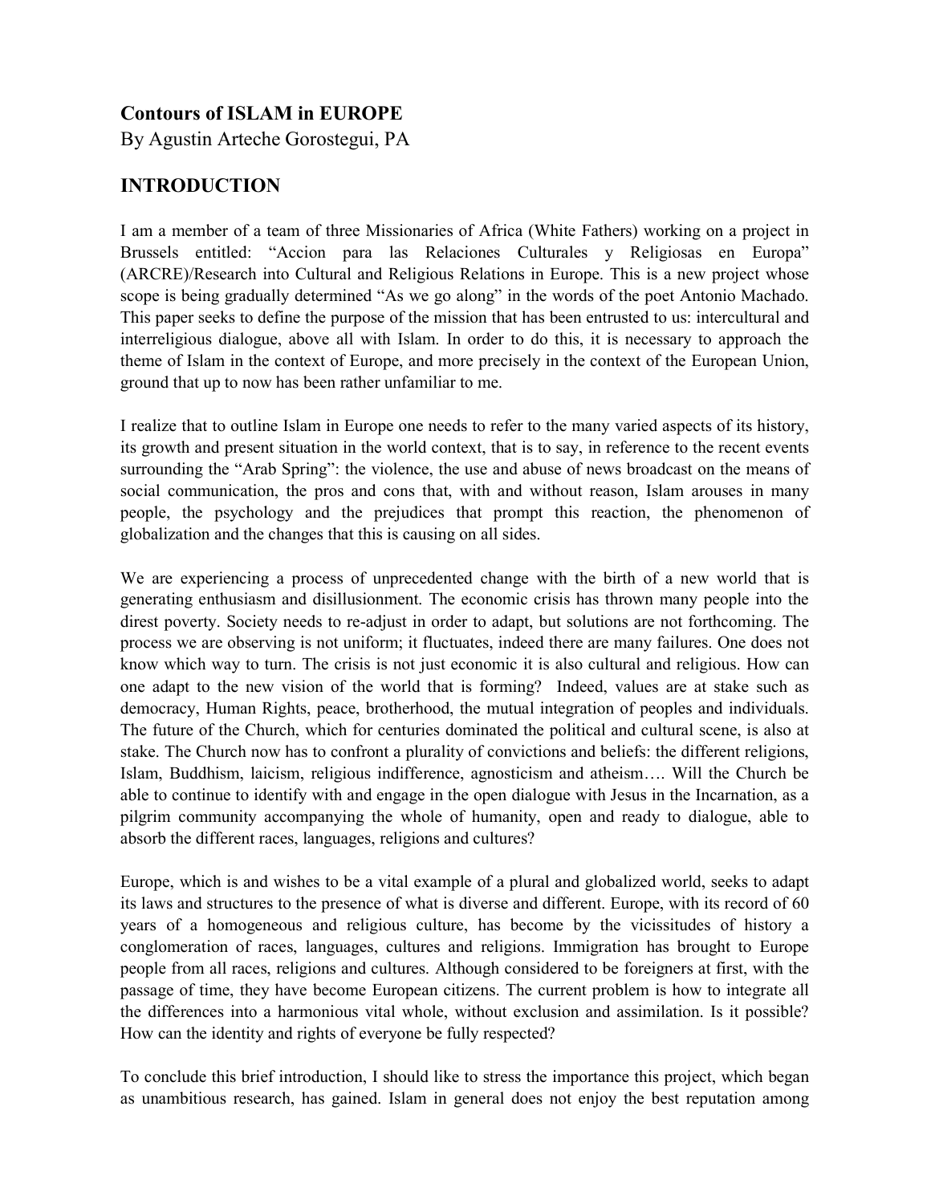**Contours of ISLAM in EUROPE**

By Agustin Arteche Gorostegui, PA

## INTRODUCTION

I am a member of a team of three Missionaries of Africa (White Fathers) working on a project in Brussels entitled: "Accion para las Relaciones Culturales y Religiosas en Europa" (ARCRE)/Research into Cultural and Religious Relations in Europe. This is a new project whose scope is being gradually determined "As we go along" in the words of the poet Antonio Machado. This paper seeks to define the purpose of the mission that has been entrusted to us: intercultural and interreligious dialogue, above all with Islam. In order to do this, it is necessary to approach the theme of Islam in the context of Europe, and more precisely in the context of the European Union, ground that up to now has been rather unfamiliar to me.

I realize that to outline Islam in Europe one needs to refer to the many varied aspects of its history, its growth and present situation in the world context, that is to say, in reference to the recent events surrounding the "Arab Spring": the violence, the use and abuse of news broadcast on the means of social communication, the pros and cons that, with and without reason, Islam arouses in many people, the psychology and the prejudices that prompt this reaction, the phenomenon of globalization and the changes that this is causing on all sides.

We are experiencing a process of unprecedented change with the birth of a new world that is generating enthusiasm and disillusionment. The economic crisis has thrown many people into the direst poverty. Society needs to re-adjust in order to adapt, but solutions are not forthcoming. The process we are observing is not uniform; it fluctuates, indeed there are many failures. One does not know which way to turn. The crisis is not just economic it is also cultural and religious. How can one adapt to the new vision of the world that is forming? Indeed, values are at stake such as democracy, Human Rights, peace, brotherhood, the mutual integration of peoples and individuals. The future of the Church, which for centuries dominated the political and cultural scene, is also at stake. The Church now has to confront a plurality of convictions and beliefs: the different religions, Islam, Buddhism, laicism, religious indifference, agnosticism and atheism…. Will the Church be able to continue to identify with and engage in the open dialogue with Jesus in the Incarnation, as a pilgrim community accompanying the whole of humanity, open and ready to dialogue, able to absorb the different races, languages, religions and cultures?

Europe, which is and wishes to be a vital example of a plural and globalized world, seeks to adapt its laws and structures to the presence of what is diverse and different. Europe, with its record of 60 years of a homogeneous and religious culture, has become by the vicissitudes of history a conglomeration of races, languages, cultures and religions. Immigration has brought to Europe people from all races, religions and cultures. Although considered to be foreigners at first, with the passage of time, they have become European citizens. The current problem is how to integrate all the differences into a harmonious vital whole, without exclusion and assimilation. Is it possible? How can the identity and rights of everyone be fully respected?

To conclude this brief introduction, I should like to stress the importance this project, which began as unambitious research, has gained. Islam in general does not enjoy the best reputation among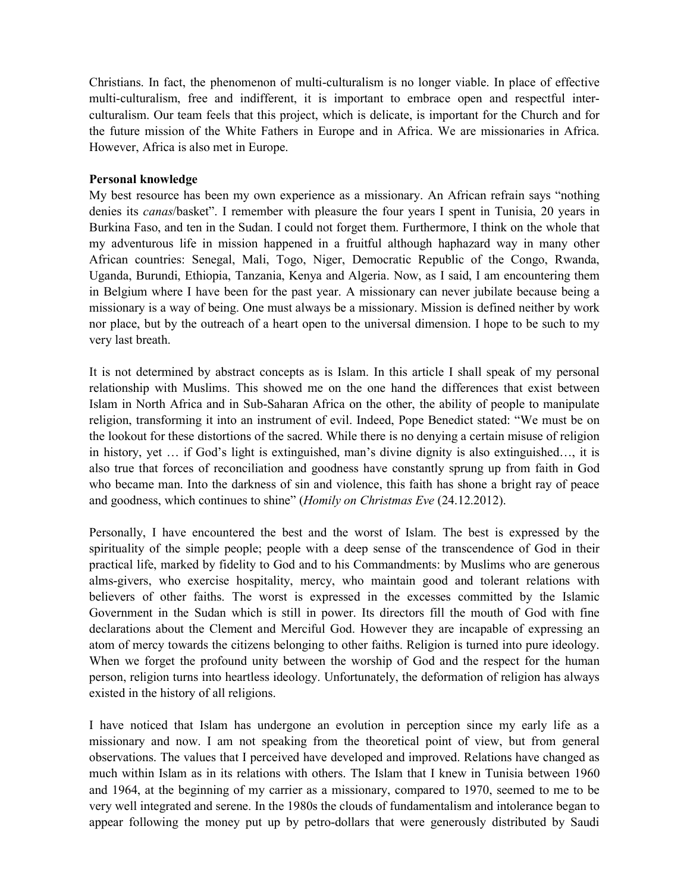Christians. In fact, the phenomenon of multi-culturalism is no longer viable. In place of effective multi-culturalism, free and indifferent, it is important to embrace open and respectful inter-culturalism. Our team feels that this project, which is delicate, is important for the Church and for the future mission of the White Fathers in Europe and in Africa. We are missionaries in Africa. However, Africa is also met in Europe.

**Personal knowledge**

My best resource has been my own experience as a missionary. An African refrain says "nothing denies its *canas*/basket". I remember with pleasure the four years I spent in Tunisia, 20 years in Burkina Faso, and ten in the Sudan. I could not forget them. Furthermore, I think on the whole that my adventurous life in mission happened in a fruitful although haphazard way in many other African countries: Senegal, Mali, Togo, Niger, Democratic Republic of the Congo, Rwanda, Uganda, Burundi, Ethiopia, Tanzania, Kenya and Algeria. Now, as I said, I am encountering them in Belgium where I have been for the past year. A missionary can never jubilate because being a missionary is a way of being. One must always be a missionary. Mission is defined neither by work nor place, but by the outreach of a heart open to the universal dimension. I hope to be such to my very last breath.

It is not determined by abstract concepts as is Islam. In this article I shall speak of my personal relationship with Muslims. This showed me on the one hand the differences that exist between Islam in North Africa and in Sub-Saharan Africa on the other, the ability of people to manipulate religion, transforming it into an instrument of evil. Indeed, Pope Benedict stated: "We must be on the lookout for these distortions of the sacred. While there is no denying a certain misuse of religion in history, yet … if God's light is extinguished, man's divine dignity is also extinguished…, it is also true that forces of reconciliation and goodness have constantly sprung up from faith in God who became man. Into the darkness of sin and violence, this faith has shone a bright ray of peace and goodness, which continues to shine" (*Homily on Christmas Eve* (24.12.2012).

Personally, I have encountered the best and the worst of Islam. The best is expressed by the spirituality of the simple people; people with a deep sense of the transcendence of God in their practical life, marked by fidelity to God and to his Commandments: by Muslims who are generous alms-givers, who exercise hospitality, mercy, who maintain good and tolerant relations with believers of other faiths. The worst is expressed in the excesses committed by the Islamic Government in the Sudan which is still in power. Its directors fill the mouth of God with fine declarations about the Clement and Merciful God. However they are incapable of expressing an atom of mercy towards the citizens belonging to other faiths. Religion is turned into pure ideology. When we forget the profound unity between the worship of God and the respect for the human person, religion turns into heartless ideology. Unfortunately, the deformation of religion has always existed in the history of all religions.

I have noticed that Islam has undergone an evolution in perception since my early life as a missionary and now. I am not speaking from the theoretical point of view, but from general observations. The values that I perceived have developed and improved. Relations have changed as much within Islam as in its relations with others. The Islam that I knew in Tunisia between 1960 and 1964, at the beginning of my carrier as a missionary, compared to 1970, seemed to me to be very well integrated and serene. In the 1980s the clouds of fundamentalism and intolerance began to appear following the money put up by petro-dollars that were generously distributed by Saudi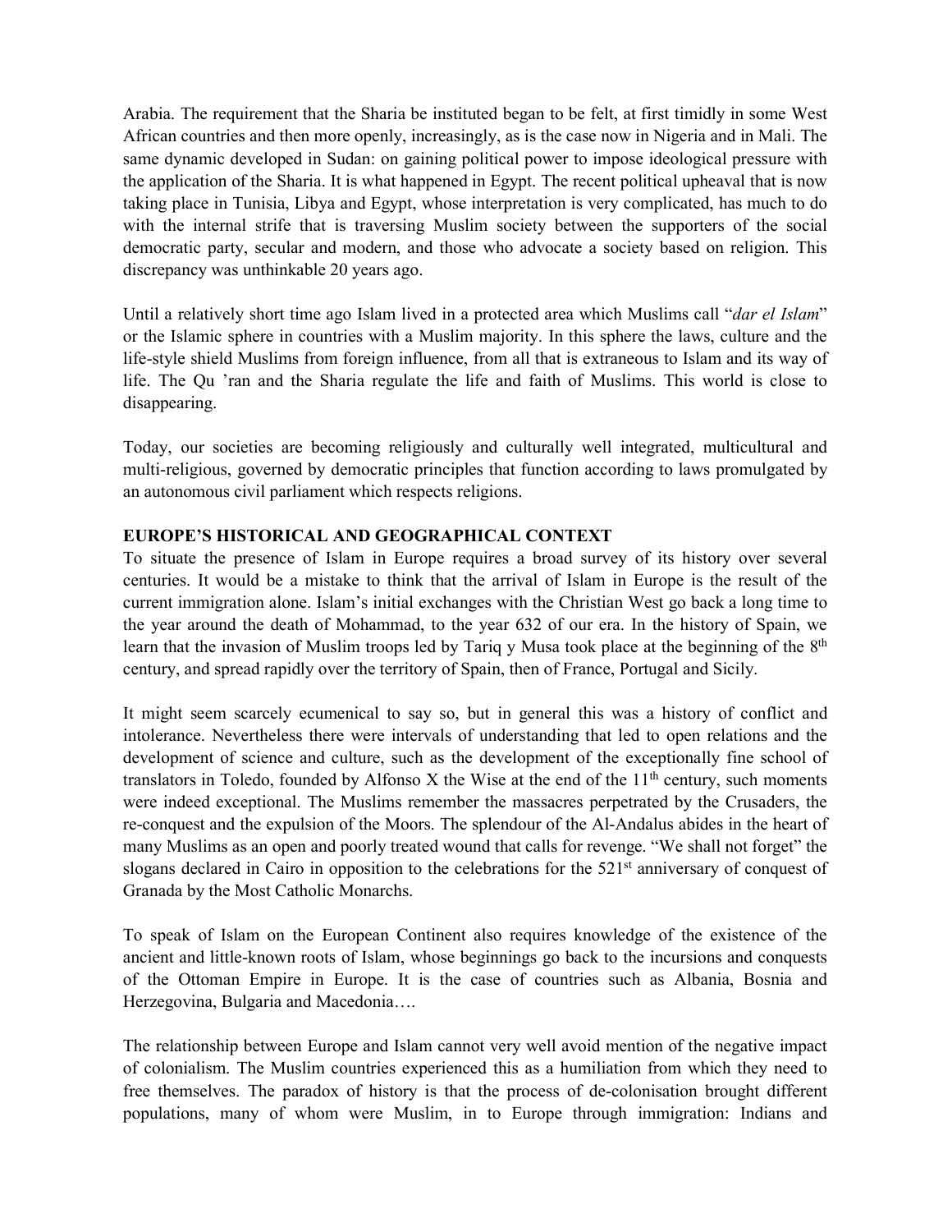Arabia. The requirement that the Sharia be instituted began to be felt, at first timidly in some West African countries and then more openly, increasingly, as is the case now in Nigeria and in Mali. The same dynamic developed in Sudan: on gaining political power to impose ideological pressure with the application of the Sharia. It is what happened in Egypt. The recent political upheaval that is now taking place in Tunisia, Libya and Egypt, whose interpretation is very complicated, has much to do with the internal strife that is traversing Muslim society between the supporters of the social democratic party, secular and modern, and those who advocate a society based on religion. This discrepancy was unthinkable 20 years ago.

Until a relatively short time ago Islam lived in a protected area which Muslims call "*dar el Islam*" or the Islamic sphere in countries with a Muslim majority. In this sphere the laws, culture and the life-style shield Muslims from foreign influence, from all that is extraneous to Islam and its way of life. The Qu 'ran and the Sharia regulate the life and faith of Muslims. This world is close to disappearing.

Today, our societies are becoming religiously and culturally well integrated, multicultural and multi-religious, governed by democratic principles that function according to laws promulgated by an autonomous civil parliament which respects religions.

**EUROPE'S HISTORICAL AND GEOGRAPHICAL CONTEXT**

To situate the presence of Islam in Europe requires a broad survey of its history over several centuries. It would be a mistake to think that the arrival of Islam in Europe is the result of the current immigration alone. Islam's initial exchanges with the Christian West go back a long time to the year around the death of Mohammad, to the year 632 of our era. In the history of Spain, we learn that the invasion of Muslim troops led by Tariq y Musa took place at the beginning of the 8th century, and spread rapidly over the territory of Spain, then of France, Portugal and Sicily.

It might seem scarcely ecumenical to say so, but in general this was a history of conflict and intolerance. Nevertheless there were intervals of understanding that led to open relations and the development of science and culture, such as the development of the exceptionally fine school of translators in Toledo, founded by Alfonso X the Wise at the end of the 11th century, such moments were indeed exceptional. The Muslims remember the massacres perpetrated by the Crusaders, the re-conquest and the expulsion of the Moors. The splendour of the Al-Andalus abides in the heart of many Muslims as an open and poorly treated wound that calls for revenge. "We shall not forget" the slogans declared in Cairo in opposition to the celebrations for the 521st anniversary of conquest of Granada by the Most Catholic Monarchs.

To speak of Islam on the European Continent also requires knowledge of the existence of the ancient and little-known roots of Islam, whose beginnings go back to the incursions and conquests of the Ottoman Empire in Europe. It is the case of countries such as Albania, Bosnia and Herzegovina, Bulgaria and Macedonia….

The relationship between Europe and Islam cannot very well avoid mention of the negative impact of colonialism. The Muslim countries experienced this as a humiliation from which they need to free themselves. The paradox of history is that the process of de-colonisation brought different populations, many of whom were Muslim, in to Europe through immigration: Indians and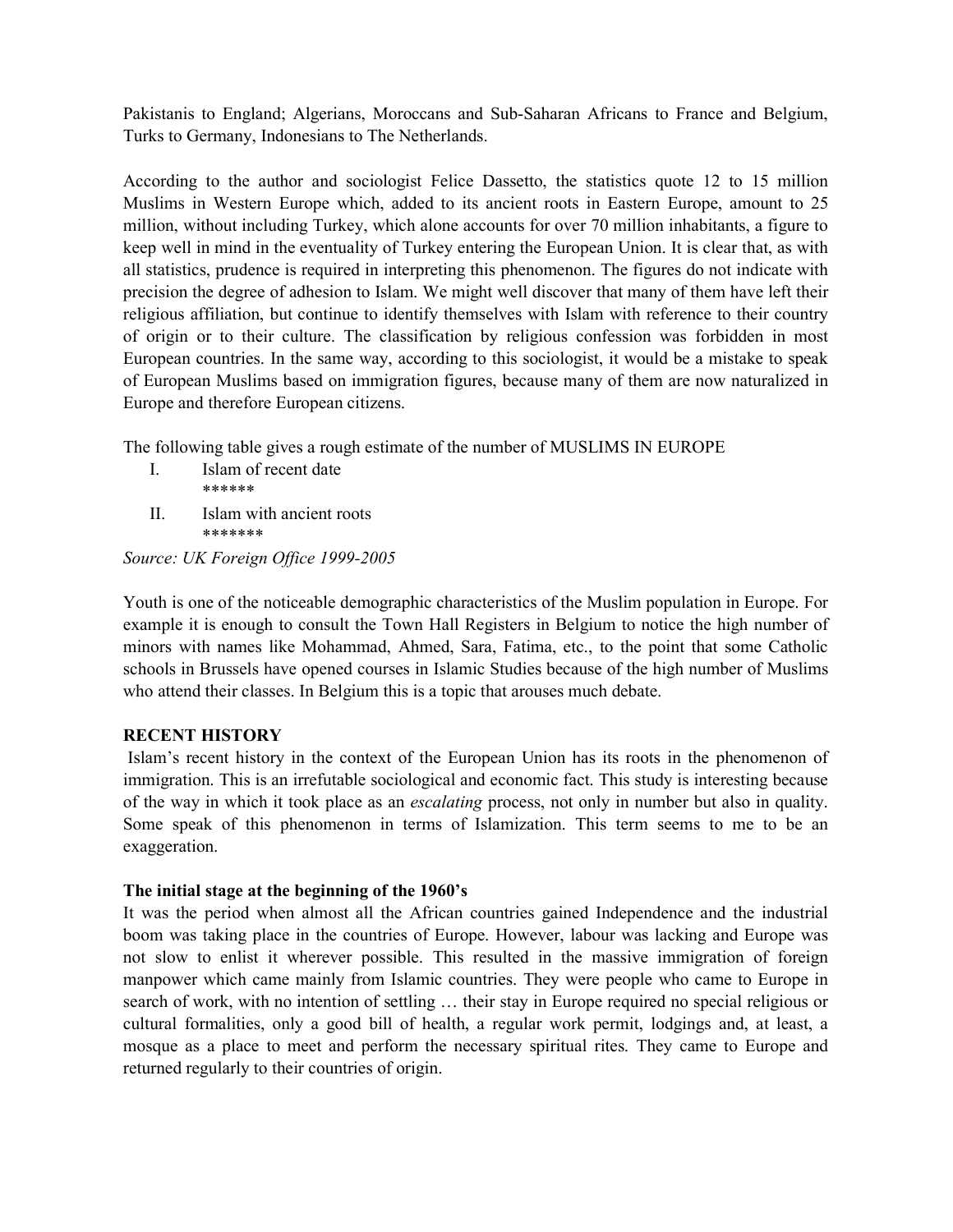Pakistanis to England; Algerians, Moroccans and Sub-Saharan Africans to France and Belgium, Turks to Germany, Indonesians to The Netherlands.

According to the author and sociologist Felice Dassetto, the statistics quote 12 to 15 million Muslims in Western Europe which, added to its ancient roots in Eastern Europe, amount to 25 million, without including Turkey, which alone accounts for over 70 million inhabitants, a figure to keep well in mind in the eventuality of Turkey entering the European Union. It is clear that, as with all statistics, prudence is required in interpreting this phenomenon. The figures do not indicate with precision the degree of adhesion to Islam. We might well discover that many of them have left their religious affiliation, but continue to identify themselves with Islam with reference to their country of origin or to their culture. The classification by religious confession was forbidden in most European countries. In the same way, according to this sociologist, it would be a mistake to speak of European Muslims based on immigration figures, because many of them are now naturalized in Europe and therefore European citizens.

The following table gives a rough estimate of the number of MUSLIMS IN EUROPE

I. Islam of recent date
   ******
II. Islam with ancient roots
   *******

*Source: UK Foreign Office 1999-2005*

Youth is one of the noticeable demographic characteristics of the Muslim population in Europe. For example it is enough to consult the Town Hall Registers in Belgium to notice the high number of minors with names like Mohammad, Ahmed, Sara, Fatima, etc., to the point that some Catholic schools in Brussels have opened courses in Islamic Studies because of the high number of Muslims who attend their classes. In Belgium this is a topic that arouses much debate.

## RECENT HISTORY

Islam's recent history in the context of the European Union has its roots in the phenomenon of immigration. This is an irrefutable sociological and economic fact. This study is interesting because of the way in which it took place as an *escalating* process, not only in number but also in quality. Some speak of this phenomenon in terms of Islamization. This term seems to me to be an exaggeration.

### The initial stage at the beginning of the 1960's

It was the period when almost all the African countries gained Independence and the industrial boom was taking place in the countries of Europe. However, labour was lacking and Europe was not slow to enlist it wherever possible. This resulted in the massive immigration of foreign manpower which came mainly from Islamic countries. They were people who came to Europe in search of work, with no intention of settling … their stay in Europe required no special religious or cultural formalities, only a good bill of health, a regular work permit, lodgings and, at least, a mosque as a place to meet and perform the necessary spiritual rites. They came to Europe and returned regularly to their countries of origin.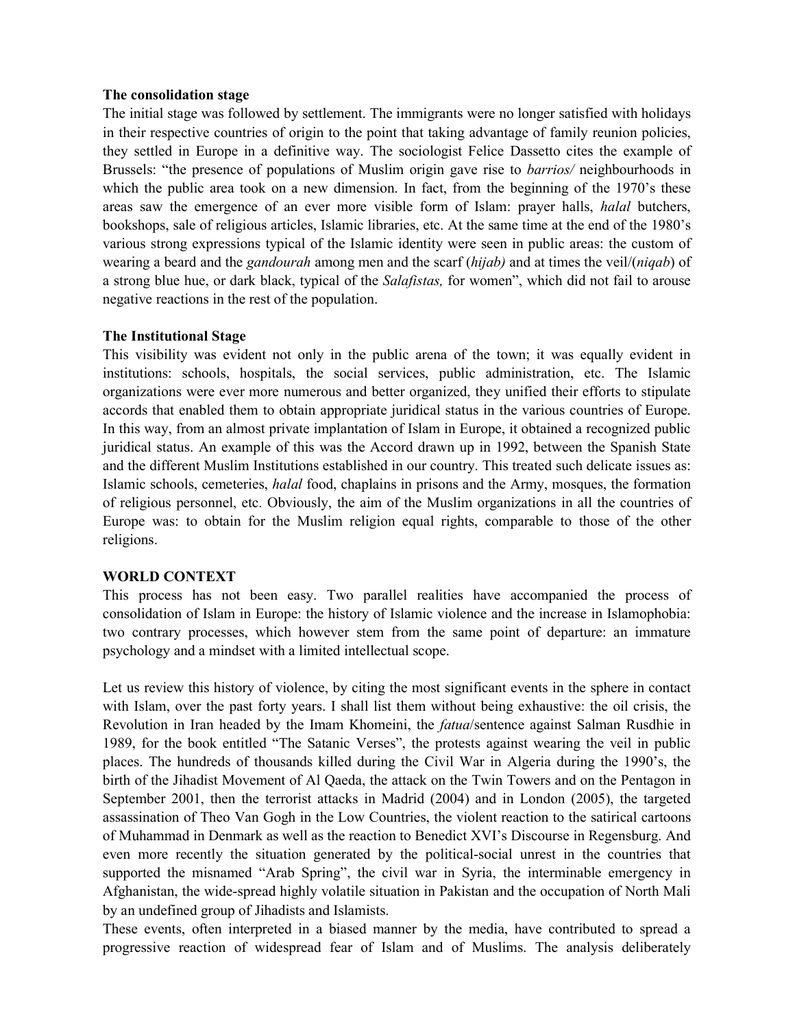**The consolidation stage**

The initial stage was followed by settlement. The immigrants were no longer satisfied with holidays in their respective countries of origin to the point that taking advantage of family reunion policies, they settled in Europe in a definitive way. The sociologist Felice Dassetto cites the example of Brussels: "the presence of populations of Muslim origin gave rise to *barrios/* neighbourhoods in which the public area took on a new dimension. In fact, from the beginning of the 1970's these areas saw the emergence of an ever more visible form of Islam: prayer halls, *halal* butchers, bookshops, sale of religious articles, Islamic libraries, etc. At the same time at the end of the 1980's various strong expressions typical of the Islamic identity were seen in public areas: the custom of wearing a beard and the *gandourah* among men and the scarf (*hijab)* and at times the veil/(*niqab*) of a strong blue hue, or dark black, typical of the *Salafistas,* for women", which did not fail to arouse negative reactions in the rest of the population.

**The Institutional Stage**

This visibility was evident not only in the public arena of the town; it was equally evident in institutions: schools, hospitals, the social services, public administration, etc. The Islamic organizations were ever more numerous and better organized, they unified their efforts to stipulate accords that enabled them to obtain appropriate juridical status in the various countries of Europe. In this way, from an almost private implantation of Islam in Europe, it obtained a recognized public juridical status. An example of this was the Accord drawn up in 1992, between the Spanish State and the different Muslim Institutions established in our country. This treated such delicate issues as: Islamic schools, cemeteries, *halal* food, chaplains in prisons and the Army, mosques, the formation of religious personnel, etc. Obviously, the aim of the Muslim organizations in all the countries of Europe was: to obtain for the Muslim religion equal rights, comparable to those of the other religions.

**WORLD CONTEXT**

This process has not been easy. Two parallel realities have accompanied the process of consolidation of Islam in Europe: the history of Islamic violence and the increase in Islamophobia: two contrary processes, which however stem from the same point of departure: an immature psychology and a mindset with a limited intellectual scope.

Let us review this history of violence, by citing the most significant events in the sphere in contact with Islam, over the past forty years. I shall list them without being exhaustive: the oil crisis, the Revolution in Iran headed by the Imam Khomeini, the *fatua*/sentence against Salman Rusdhie in 1989, for the book entitled "The Satanic Verses", the protests against wearing the veil in public places. The hundreds of thousands killed during the Civil War in Algeria during the 1990's, the birth of the Jihadist Movement of Al Qaeda, the attack on the Twin Towers and on the Pentagon in September 2001, then the terrorist attacks in Madrid (2004) and in London (2005), the targeted assassination of Theo Van Gogh in the Low Countries, the violent reaction to the satirical cartoons of Muhammad in Denmark as well as the reaction to Benedict XVI's Discourse in Regensburg. And even more recently the situation generated by the political-social unrest in the countries that supported the misnamed "Arab Spring", the civil war in Syria, the interminable emergency in Afghanistan, the wide-spread highly volatile situation in Pakistan and the occupation of North Mali by an undefined group of Jihadists and Islamists.

These events, often interpreted in a biased manner by the media, have contributed to spread a progressive reaction of widespread fear of Islam and of Muslims. The analysis deliberately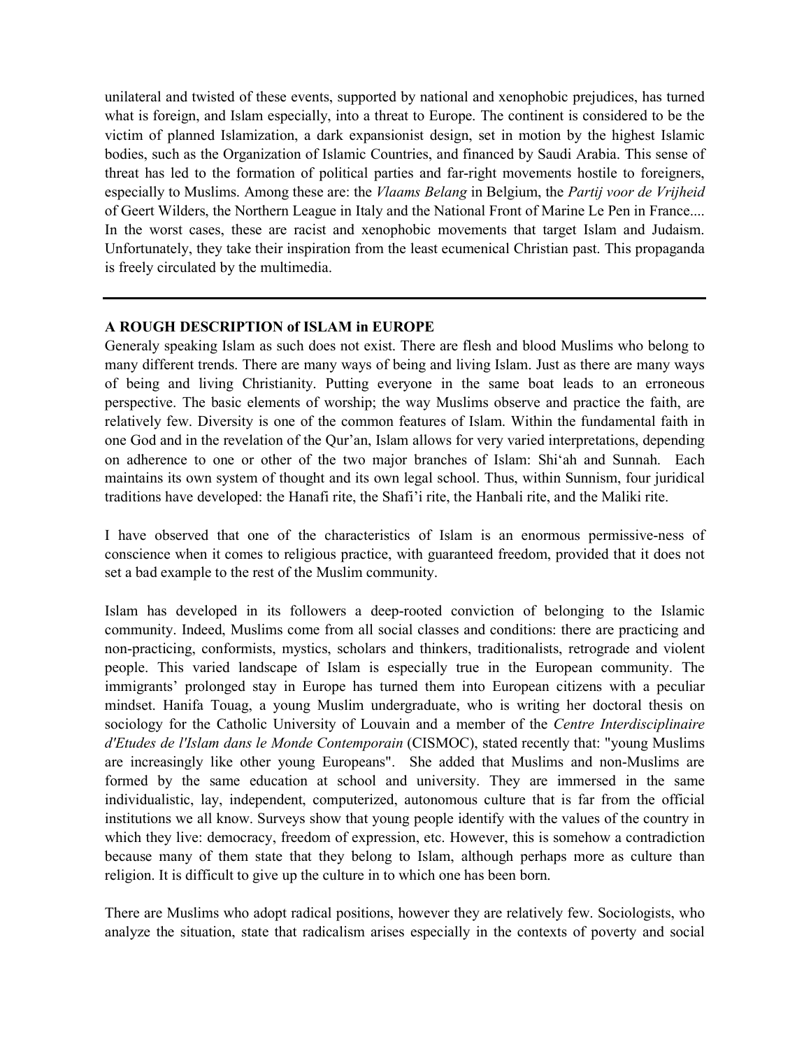unilateral and twisted of these events, supported by national and xenophobic prejudices, has turned what is foreign, and Islam especially, into a threat to Europe. The continent is considered to be the victim of planned Islamization, a dark expansionist design, set in motion by the highest Islamic bodies, such as the Organization of Islamic Countries, and financed by Saudi Arabia. This sense of threat has led to the formation of political parties and far-right movements hostile to foreigners, especially to Muslims. Among these are: the *Vlaams Belang* in Belgium, the *Partij voor de Vrijheid* of Geert Wilders, the Northern League in Italy and the National Front of Marine Le Pen in France.... In the worst cases, these are racist and xenophobic movements that target Islam and Judaism. Unfortunately, they take their inspiration from the least ecumenical Christian past. This propaganda is freely circulated by the multimedia.

---

**A ROUGH DESCRIPTION of ISLAM in EUROPE**

Generaly speaking Islam as such does not exist. There are flesh and blood Muslims who belong to many different trends. There are many ways of being and living Islam. Just as there are many ways of being and living Christianity. Putting everyone in the same boat leads to an erroneous perspective. The basic elements of worship; the way Muslims observe and practice the faith, are relatively few. Diversity is one of the common features of Islam. Within the fundamental faith in one God and in the revelation of the Qur'an, Islam allows for very varied interpretations, depending on adherence to one or other of the two major branches of Islam: Shi'ah and Sunnah. Each maintains its own system of thought and its own legal school. Thus, within Sunnism, four juridical traditions have developed: the Hanafi rite, the Shafi'i rite, the Hanbali rite, and the Maliki rite.

I have observed that one of the characteristics of Islam is an enormous permissive-ness of conscience when it comes to religious practice, with guaranteed freedom, provided that it does not set a bad example to the rest of the Muslim community.

Islam has developed in its followers a deep-rooted conviction of belonging to the Islamic community. Indeed, Muslims come from all social classes and conditions: there are practicing and non-practicing, conformists, mystics, scholars and thinkers, traditionalists, retrograde and violent people. This varied landscape of Islam is especially true in the European community. The immigrants' prolonged stay in Europe has turned them into European citizens with a peculiar mindset. Hanifa Touag, a young Muslim undergraduate, who is writing her doctoral thesis on sociology for the Catholic University of Louvain and a member of the *Centre Interdisciplinaire d'Etudes de l'Islam dans le Monde Contemporain* (CISMOC), stated recently that: "young Muslims are increasingly like other young Europeans". She added that Muslims and non-Muslims are formed by the same education at school and university. They are immersed in the same individualistic, lay, independent, computerized, autonomous culture that is far from the official institutions we all know. Surveys show that young people identify with the values of the country in which they live: democracy, freedom of expression, etc. However, this is somehow a contradiction because many of them state that they belong to Islam, although perhaps more as culture than religion. It is difficult to give up the culture in to which one has been born.

There are Muslims who adopt radical positions, however they are relatively few. Sociologists, who analyze the situation, state that radicalism arises especially in the contexts of poverty and social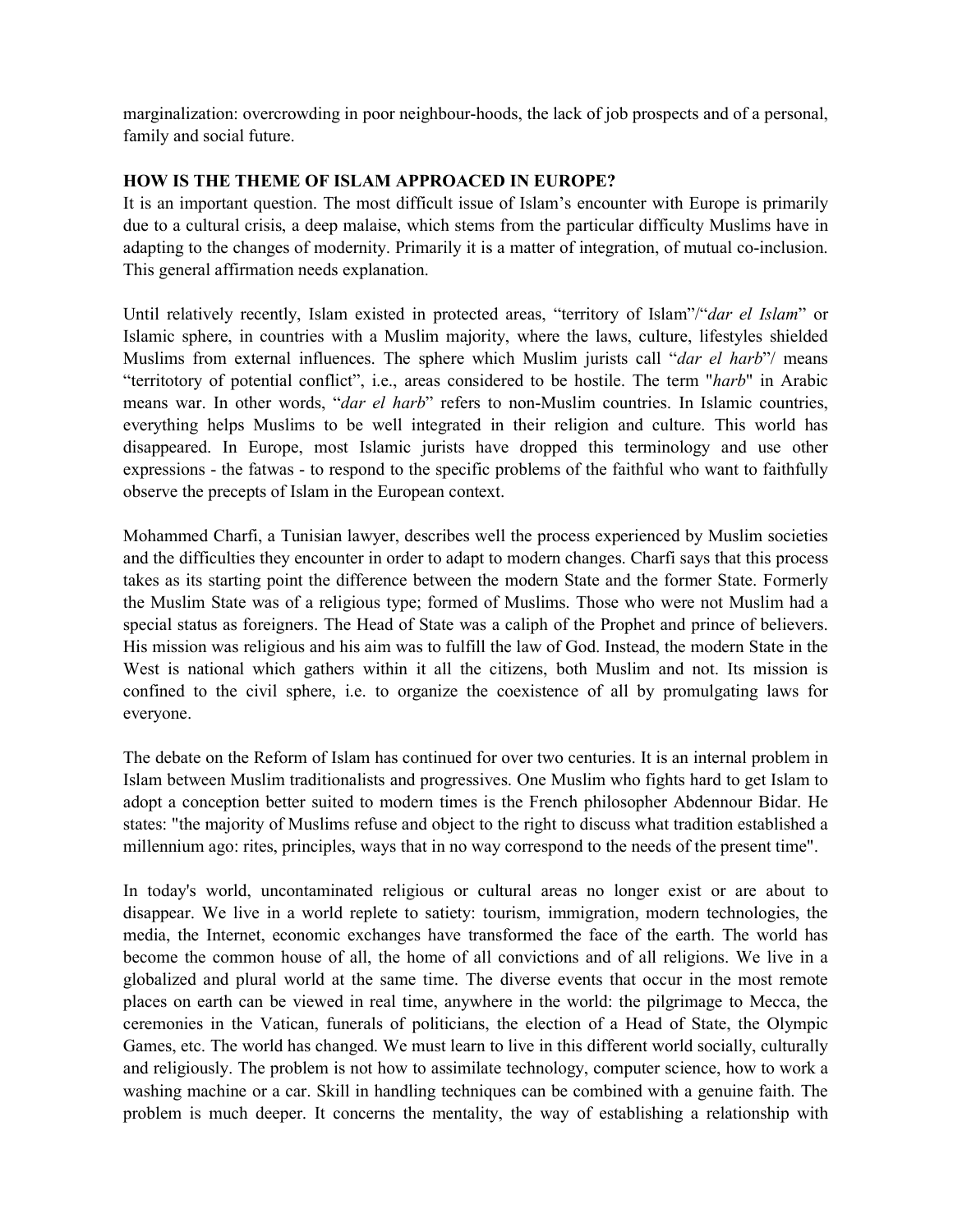marginalization: overcrowding in poor neighbour-hoods, the lack of job prospects and of a personal, family and social future.

**HOW IS THE THEME OF ISLAM APPROACED IN EUROPE?**

It is an important question. The most difficult issue of Islam's encounter with Europe is primarily due to a cultural crisis, a deep malaise, which stems from the particular difficulty Muslims have in adapting to the changes of modernity. Primarily it is a matter of integration, of mutual co-inclusion. This general affirmation needs explanation.

Until relatively recently, Islam existed in protected areas, "territory of Islam"/"*dar el Islam*" or Islamic sphere, in countries with a Muslim majority, where the laws, culture, lifestyles shielded Muslims from external influences. The sphere which Muslim jurists call "*dar el harb*"/ means "territotory of potential conflict", i.e., areas considered to be hostile. The term "*harb*" in Arabic means war. In other words, "*dar el harb*" refers to non-Muslim countries. In Islamic countries, everything helps Muslims to be well integrated in their religion and culture. This world has disappeared. In Europe, most Islamic jurists have dropped this terminology and use other expressions - the fatwas - to respond to the specific problems of the faithful who want to faithfully observe the precepts of Islam in the European context.

Mohammed Charfi, a Tunisian lawyer, describes well the process experienced by Muslim societies and the difficulties they encounter in order to adapt to modern changes. Charfi says that this process takes as its starting point the difference between the modern State and the former State. Formerly the Muslim State was of a religious type; formed of Muslims. Those who were not Muslim had a special status as foreigners. The Head of State was a caliph of the Prophet and prince of believers. His mission was religious and his aim was to fulfill the law of God. Instead, the modern State in the West is national which gathers within it all the citizens, both Muslim and not. Its mission is confined to the civil sphere, i.e. to organize the coexistence of all by promulgating laws for everyone.

The debate on the Reform of Islam has continued for over two centuries. It is an internal problem in Islam between Muslim traditionalists and progressives. One Muslim who fights hard to get Islam to adopt a conception better suited to modern times is the French philosopher Abdennour Bidar. He states: "the majority of Muslims refuse and object to the right to discuss what tradition established a millennium ago: rites, principles, ways that in no way correspond to the needs of the present time".

In today's world, uncontaminated religious or cultural areas no longer exist or are about to disappear. We live in a world replete to satiety: tourism, immigration, modern technologies, the media, the Internet, economic exchanges have transformed the face of the earth. The world has become the common house of all, the home of all convictions and of all religions. We live in a globalized and plural world at the same time. The diverse events that occur in the most remote places on earth can be viewed in real time, anywhere in the world: the pilgrimage to Mecca, the ceremonies in the Vatican, funerals of politicians, the election of a Head of State, the Olympic Games, etc. The world has changed. We must learn to live in this different world socially, culturally and religiously. The problem is not how to assimilate technology, computer science, how to work a washing machine or a car. Skill in handling techniques can be combined with a genuine faith. The problem is much deeper. It concerns the mentality, the way of establishing a relationship with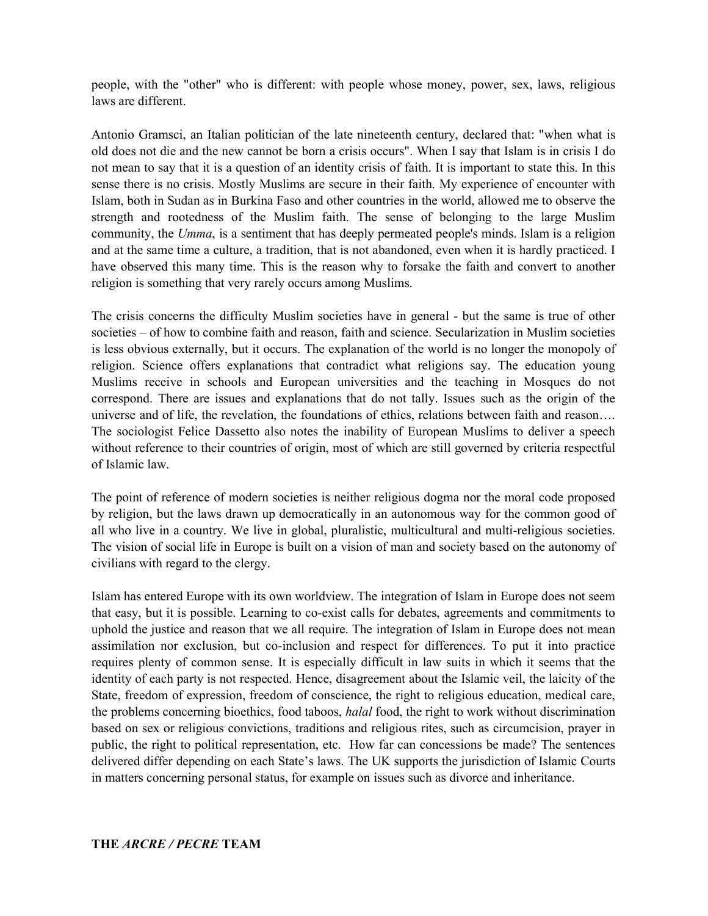people, with the "other" who is different: with people whose money, power, sex, laws, religious laws are different.

Antonio Gramsci, an Italian politician of the late nineteenth century, declared that: "when what is old does not die and the new cannot be born a crisis occurs". When I say that Islam is in crisis I do not mean to say that it is a question of an identity crisis of faith. It is important to state this. In this sense there is no crisis. Mostly Muslims are secure in their faith. My experience of encounter with Islam, both in Sudan as in Burkina Faso and other countries in the world, allowed me to observe the strength and rootedness of the Muslim faith. The sense of belonging to the large Muslim community, the *Umma*, is a sentiment that has deeply permeated people's minds. Islam is a religion and at the same time a culture, a tradition, that is not abandoned, even when it is hardly practiced. I have observed this many time. This is the reason why to forsake the faith and convert to another religion is something that very rarely occurs among Muslims.

The crisis concerns the difficulty Muslim societies have in general - but the same is true of other societies – of how to combine faith and reason, faith and science. Secularization in Muslim societies is less obvious externally, but it occurs. The explanation of the world is no longer the monopoly of religion. Science offers explanations that contradict what religions say. The education young Muslims receive in schools and European universities and the teaching in Mosques do not correspond. There are issues and explanations that do not tally. Issues such as the origin of the universe and of life, the revelation, the foundations of ethics, relations between faith and reason…. The sociologist Felice Dassetto also notes the inability of European Muslims to deliver a speech without reference to their countries of origin, most of which are still governed by criteria respectful of Islamic law.

The point of reference of modern societies is neither religious dogma nor the moral code proposed by religion, but the laws drawn up democratically in an autonomous way for the common good of all who live in a country. We live in global, pluralistic, multicultural and multi-religious societies. The vision of social life in Europe is built on a vision of man and society based on the autonomy of civilians with regard to the clergy.

Islam has entered Europe with its own worldview. The integration of Islam in Europe does not seem that easy, but it is possible. Learning to co-exist calls for debates, agreements and commitments to uphold the justice and reason that we all require. The integration of Islam in Europe does not mean assimilation nor exclusion, but co-inclusion and respect for differences. To put it into practice requires plenty of common sense. It is especially difficult in law suits in which it seems that the identity of each party is not respected. Hence, disagreement about the Islamic veil, the laicity of the State, freedom of expression, freedom of conscience, the right to religious education, medical care, the problems concerning bioethics, food taboos, *halal* food, the right to work without discrimination based on sex or religious convictions, traditions and religious rites, such as circumcision, prayer in public, the right to political representation, etc. How far can concessions be made? The sentences delivered differ depending on each State's laws. The UK supports the jurisdiction of Islamic Courts in matters concerning personal status, for example on issues such as divorce and inheritance.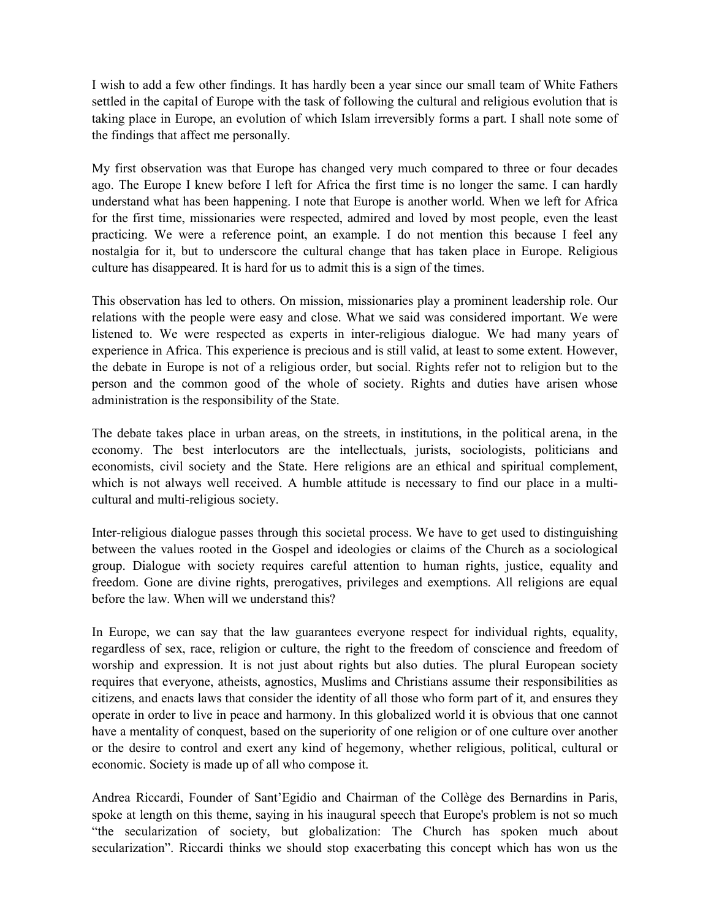I wish to add a few other findings. It has hardly been a year since our small team of White Fathers settled in the capital of Europe with the task of following the cultural and religious evolution that is taking place in Europe, an evolution of which Islam irreversibly forms a part. I shall note some of the findings that affect me personally.

My first observation was that Europe has changed very much compared to three or four decades ago. The Europe I knew before I left for Africa the first time is no longer the same. I can hardly understand what has been happening. I note that Europe is another world. When we left for Africa for the first time, missionaries were respected, admired and loved by most people, even the least practicing. We were a reference point, an example. I do not mention this because I feel any nostalgia for it, but to underscore the cultural change that has taken place in Europe. Religious culture has disappeared. It is hard for us to admit this is a sign of the times.

This observation has led to others. On mission, missionaries play a prominent leadership role. Our relations with the people were easy and close. What we said was considered important. We were listened to. We were respected as experts in inter-religious dialogue. We had many years of experience in Africa. This experience is precious and is still valid, at least to some extent. However, the debate in Europe is not of a religious order, but social. Rights refer not to religion but to the person and the common good of the whole of society. Rights and duties have arisen whose administration is the responsibility of the State.

The debate takes place in urban areas, on the streets, in institutions, in the political arena, in the economy. The best interlocutors are the intellectuals, jurists, sociologists, politicians and economists, civil society and the State. Here religions are an ethical and spiritual complement, which is not always well received. A humble attitude is necessary to find our place in a multi-cultural and multi-religious society.

Inter-religious dialogue passes through this societal process. We have to get used to distinguishing between the values rooted in the Gospel and ideologies or claims of the Church as a sociological group. Dialogue with society requires careful attention to human rights, justice, equality and freedom. Gone are divine rights, prerogatives, privileges and exemptions. All religions are equal before the law. When will we understand this?

In Europe, we can say that the law guarantees everyone respect for individual rights, equality, regardless of sex, race, religion or culture, the right to the freedom of conscience and freedom of worship and expression. It is not just about rights but also duties. The plural European society requires that everyone, atheists, agnostics, Muslims and Christians assume their responsibilities as citizens, and enacts laws that consider the identity of all those who form part of it, and ensures they operate in order to live in peace and harmony. In this globalized world it is obvious that one cannot have a mentality of conquest, based on the superiority of one religion or of one culture over another or the desire to control and exert any kind of hegemony, whether religious, political, cultural or economic. Society is made up of all who compose it.

Andrea Riccardi, Founder of Sant'Egidio and Chairman of the Collège des Bernardins in Paris, spoke at length on this theme, saying in his inaugural speech that Europe's problem is not so much "the secularization of society, but globalization: The Church has spoken much about secularization". Riccardi thinks we should stop exacerbating this concept which has won us the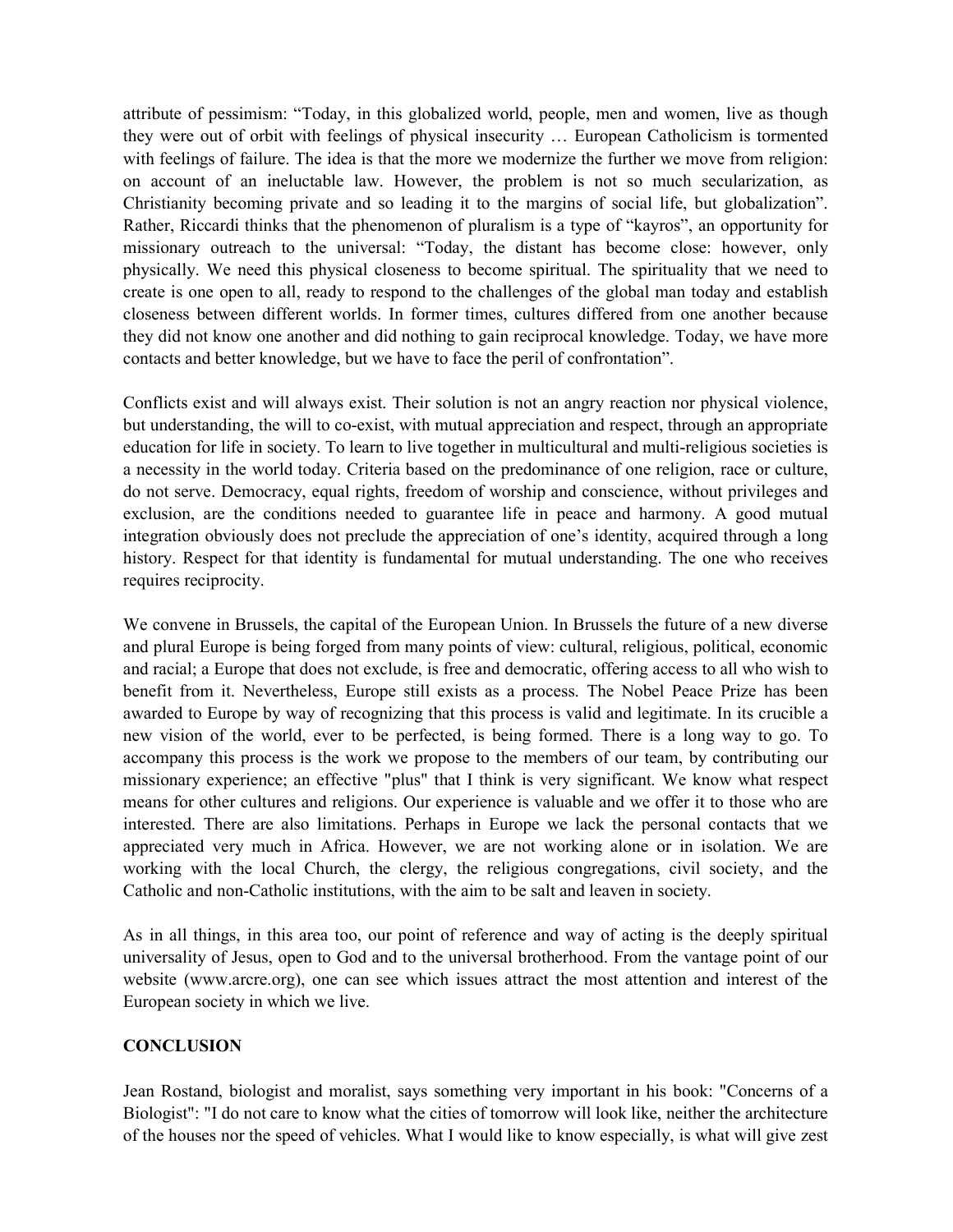attribute of pessimism: "Today, in this globalized world, people, men and women, live as though they were out of orbit with feelings of physical insecurity … European Catholicism is tormented with feelings of failure. The idea is that the more we modernize the further we move from religion: on account of an ineluctable law. However, the problem is not so much secularization, as Christianity becoming private and so leading it to the margins of social life, but globalization". Rather, Riccardi thinks that the phenomenon of pluralism is a type of "kayros", an opportunity for missionary outreach to the universal: "Today, the distant has become close: however, only physically. We need this physical closeness to become spiritual. The spirituality that we need to create is one open to all, ready to respond to the challenges of the global man today and establish closeness between different worlds. In former times, cultures differed from one another because they did not know one another and did nothing to gain reciprocal knowledge. Today, we have more contacts and better knowledge, but we have to face the peril of confrontation".

Conflicts exist and will always exist. Their solution is not an angry reaction nor physical violence, but understanding, the will to co-exist, with mutual appreciation and respect, through an appropriate education for life in society. To learn to live together in multicultural and multi-religious societies is a necessity in the world today. Criteria based on the predominance of one religion, race or culture, do not serve. Democracy, equal rights, freedom of worship and conscience, without privileges and exclusion, are the conditions needed to guarantee life in peace and harmony. A good mutual integration obviously does not preclude the appreciation of one's identity, acquired through a long history. Respect for that identity is fundamental for mutual understanding. The one who receives requires reciprocity.

We convene in Brussels, the capital of the European Union. In Brussels the future of a new diverse and plural Europe is being forged from many points of view: cultural, religious, political, economic and racial; a Europe that does not exclude, is free and democratic, offering access to all who wish to benefit from it. Nevertheless, Europe still exists as a process. The Nobel Peace Prize has been awarded to Europe by way of recognizing that this process is valid and legitimate. In its crucible a new vision of the world, ever to be perfected, is being formed. There is a long way to go. To accompany this process is the work we propose to the members of our team, by contributing our missionary experience; an effective "plus" that I think is very significant. We know what respect means for other cultures and religions. Our experience is valuable and we offer it to those who are interested. There are also limitations. Perhaps in Europe we lack the personal contacts that we appreciated very much in Africa. However, we are not working alone or in isolation. We are working with the local Church, the clergy, the religious congregations, civil society, and the Catholic and non-Catholic institutions, with the aim to be salt and leaven in society.

As in all things, in this area too, our point of reference and way of acting is the deeply spiritual universality of Jesus, open to God and to the universal brotherhood. From the vantage point of our website (www.arcre.org), one can see which issues attract the most attention and interest of the European society in which we live.

**CONCLUSION**

Jean Rostand, biologist and moralist, says something very important in his book: "Concerns of a Biologist": "I do not care to know what the cities of tomorrow will look like, neither the architecture of the houses nor the speed of vehicles. What I would like to know especially, is what will give zest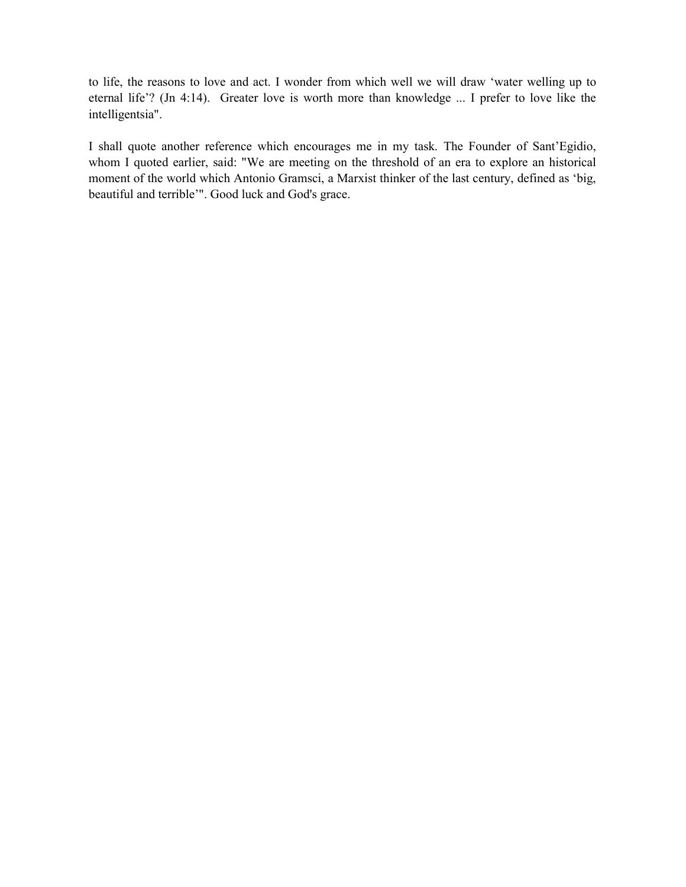to life, the reasons to love and act. I wonder from which well we will draw ‘water welling up to eternal life’? (Jn 4:14). Greater love is worth more than knowledge ... I prefer to love like the intelligentsia".

I shall quote another reference which encourages me in my task. The Founder of Sant’Egidio, whom I quoted earlier, said: "We are meeting on the threshold of an era to explore an historical moment of the world which Antonio Gramsci, a Marxist thinker of the last century, defined as ‘big, beautiful and terrible’". Good luck and God's grace.